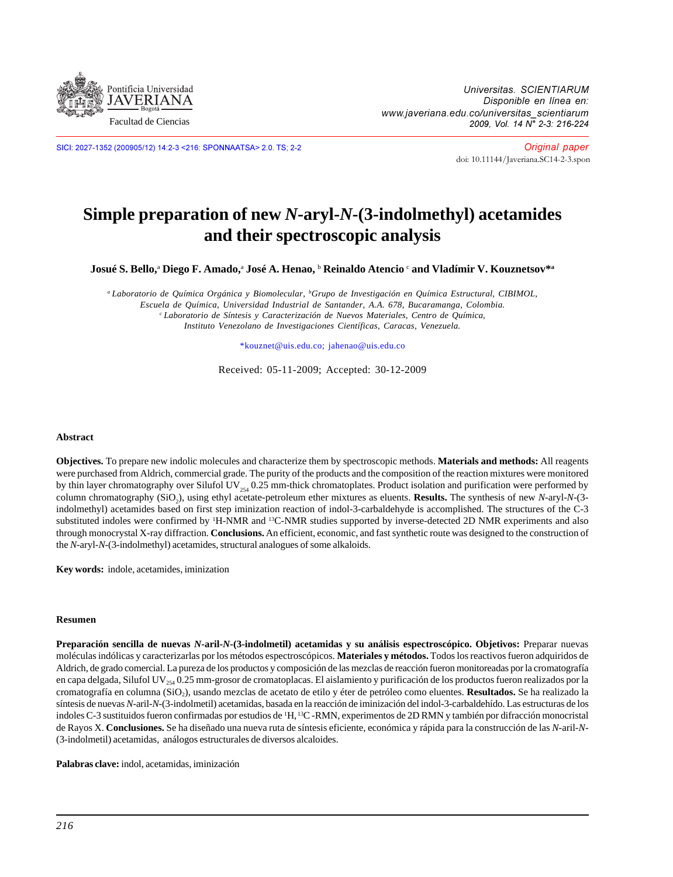Pontificia Universidad JAVERIANA Bogotá

Facultad de Ciencias

SICI: 2027-1352 (200905/12) 14:2-3 <216: SPONNAATSA> 2.0. TS; 2-2

*Original paper*

doi: 10.11144/Javeriana.SC14-2-3.spon

# Simple preparation of new *N*-aryl-*N*-(3-indolmethyl) acetamides and their spectroscopic analysis

**Josué S. Bello,[a] Diego F. Amado,[a] José A. Henao, [b] Reinaldo Atencio [c] and Vladímir V. Kouznetsov*[a]**

*[a] Laboratorio de Química Orgánica y Biomolecular, [b]Grupo de Investigación en Química Estructural, CIBIMOL, Escuela de Química, Universidad Industrial de Santander, A.A. 678, Bucaramanga, Colombia.*
*[c] Laboratorio de Síntesis y Caracterización de Nuevos Materiales, Centro de Química, Instituto Venezolano de Investigaciones Científicas, Caracas, Venezuela.*

*kouznet@uis.edu.co; jahenao@uis.edu.co

Received: 05-11-2009; Accepted: 30-12-2009

## Abstract

**Objectives.** To prepare new indolic molecules and characterize them by spectroscopic methods. **Materials and methods:** All reagents were purchased from Aldrich, commercial grade. The purity of the products and the composition of the reaction mixtures were monitored by thin layer chromatography over Silufol $UV_{254}$ 0.25 mm-thick chromatoplates. Product isolation and purification were performed by column chromatography ($SiO_2$), using ethyl acetate-petroleum ether mixtures as eluents. **Results.** The synthesis of new *N*-aryl-*N*-(3-indolmethyl) acetamides based on first step iminization reaction of indol-3-carbaldehyde is accomplished. The structures of the C-3 substituted indoles were confirmed by $^{1}$H-NMR and $^{13}$C-NMR studies supported by inverse-detected 2D NMR experiments and also through monocrystal X-ray diffraction. **Conclusions.** An efficient, economic, and fast synthetic route was designed to the construction of the *N*-aryl-*N*-(3-indolmethyl) acetamides, structural analogues of some alkaloids.

**Key words:** indole, acetamides, iminization

## Resumen

**Preparación sencilla de nuevas *N*-aril-*N*-(3-indolmetil) acetamidas y su análisis espectroscópico. Objetivos:** Preparar nuevas moléculas indólicas y caracterizarlas por los métodos espectroscópicos. **Materiales y métodos.** Todos los reactivos fueron adquiridos de Aldrich, de grado comercial. La pureza de los productos y composición de las mezclas de reacción fueron monitoreadas por la cromatografía en capa delgada, Silufol $UV_{254}$ 0.25 mm-grosor de cromatoplacas. El aislamiento y purificación de los productos fueron realizados por la cromatografía en columna ($SiO_2$), usando mezclas de acetato de etilo y éter de petróleo como eluentes. **Resultados.** Se ha realizado la síntesis de nuevas *N*-aril-*N*-(3-indolmetil) acetamidas, basada en la reacción de iminización del indol-3-carbaldehído. Las estructuras de los indoles C-3 sustituidos fueron confirmadas por estudios de $^{1}$H, $^{13}$C -RMN, experimentos de 2D RMN y también por difracción monocristal de Rayos X. **Conclusiones.** Se ha diseñado una nueva ruta de síntesis eficiente, económica y rápida para la construcción de las *N*-aril-*N*-(3-indolmetil) acetamidas, análogos estructurales de diversos alcaloides.

**Palabras clave:** indol, acetamidas, iminización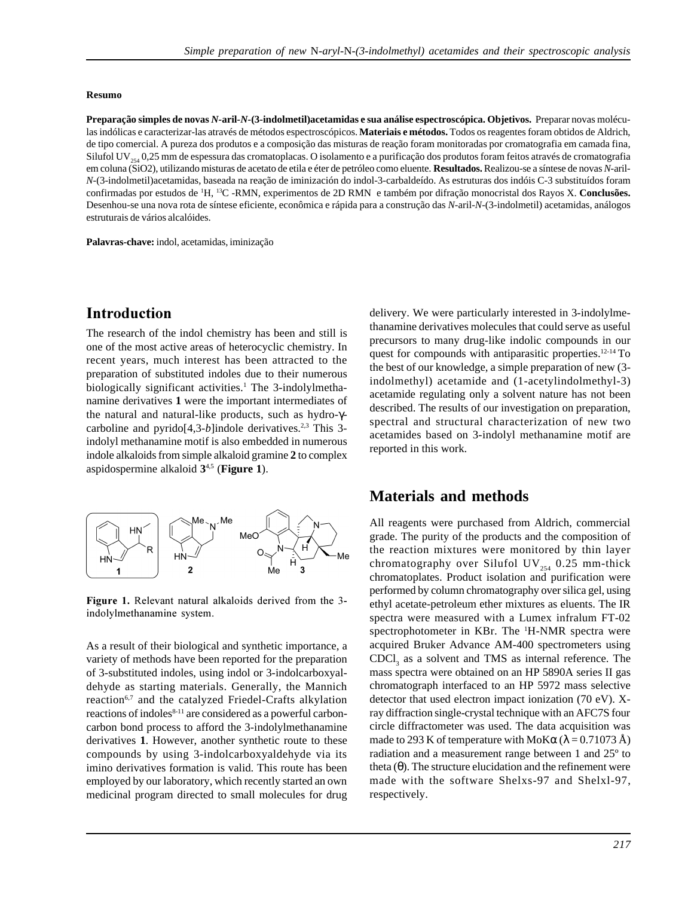**Resumo**

**Preparação simples de novas *N*-aril-*N*-(3-indolmetil)acetamidas e sua análise espectroscópica. Objetivos.** Preparar novas moléculas indólicas e caracterizar-las através de métodos espectroscópicos. **Materiais e métodos.** Todos os reagentes foram obtidos de Aldrich, de tipo comercial. A pureza dos produtos e a composição das misturas de reação foram monitoradas por cromatografia em camada fina, Silufol $UV_{254}$ 0,25 mm de espessura das cromatoplacas. O isolamento e a purificação dos produtos foram feitos através de cromatografia em coluna (SiO2), utilizando misturas de acetato de etila e éter de petróleo como eluente. **Resultados.** Realizou-se a síntese de novas *N*-aril-*N*-(3-indolmetil)acetamidas, baseada na reação de iminización do indol-3-carbaldeído. As estruturas dos indóis C-3 substituídos foram confirmadas por estudos de $^{1}$H, $^{13}$C -RMN, experimentos de 2D RMN e também por difração monocristal dos Rayos X. **Conclusões.** Desenhou-se una nova rota de síntese eficiente, econômica e rápida para a construção das *N*-aril-*N*-(3-indolmetil) acetamidas, análogos estruturais de vários alcalóides.

**Palavras-chave:** indol, acetamidas, iminização

## Introduction

The research of the indol chemistry has been and still is one of the most active areas of heterocyclic chemistry. In recent years, much interest has been attracted to the preparation of substituted indoles due to their numerous biologically significant activities.[1] The 3-indolylmethanamine derivatives **1** were the important intermediates of the natural and natural-like products, such as hydro-γ-carboline and pyrido[4,3-*b*]indole derivatives.[2,3] This 3-indolyl methanamine motif is also embedded in numerous indole alkaloids from simple alkaloid gramine **2** to complex aspidospermine alkaloid **3**[4,5] (**Figure 1**).

**Figure 1.** Relevant natural alkaloids derived from the 3-indolylmethanamine system.

As a result of their biological and synthetic importance, a variety of methods have been reported for the preparation of 3-substituted indoles, using indol or 3-indolcarboxyaldehyde as starting materials. Generally, the Mannich reaction[6,7] and the catalyzed Friedel-Crafts alkylation reactions of indoles[8-11] are considered as a powerful carbon-carbon bond process to afford the 3-indolylmethanamine derivatives **1**. However, another synthetic route to these compounds by using 3-indolcarboxyaldehyde via its imino derivatives formation is valid. This route has been employed by our laboratory, which recently started an own medicinal program directed to small molecules for drug delivery. We were particularly interested in 3-indolylmethanamine derivatives molecules that could serve as useful precursors to many drug-like indolic compounds in our quest for compounds with antiparasitic properties.[12-14] To the best of our knowledge, a simple preparation of new (3-indolmethyl) acetamide and (1-acetylindolmethyl-3) acetamide regulating only a solvent nature has not been described. The results of our investigation on preparation, spectral and structural characterization of new two acetamides based on 3-indolyl methanamine motif are reported in this work.

## Materials and methods

All reagents were purchased from Aldrich, commercial grade. The purity of the products and the composition of the reaction mixtures were monitored by thin layer chromatography over Silufol $UV_{254}$ 0.25 mm-thick chromatoplates. Product isolation and purification were performed by column chromatography over silica gel, using ethyl acetate-petroleum ether mixtures as eluents. The IR spectra were measured with a Lumex infralum FT-02 spectrophotometer in KBr. The $^{1}$H-NMR spectra were acquired Bruker Advance AM-400 spectrometers using $CDCl_3$ as a solvent and TMS as internal reference. The mass spectra were obtained on an HP 5890A series II gas chromatograph interfaced to an HP 5972 mass selective detector that used electron impact ionization (70 eV). X-ray diffraction single-crystal technique with an AFC7S four circle diffractometer was used. The data acquisition was made to 293 K of temperature with MoKα ($\lambda = 0.71073$ Å) radiation and a measurement range between 1 and 25º to theta ($\theta$). The structure elucidation and the refinement were made with the software Shelxs-97 and Shelxl-97, respectively.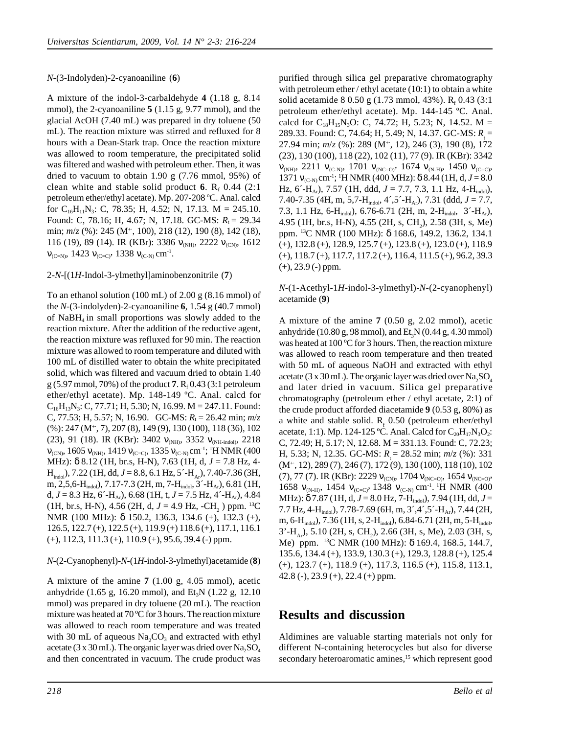*N*-(3-Indolyden)-2-cyanoaniline (**6**)

A mixture of the indol-3-carbaldehyde **4** (1.18 g, 8.14 mmol), the 2-cyanoaniline **5** (1.15 g, 9.77 mmol), and the glacial AcOH (7.40 mL) was prepared in dry toluene (50 mL). The reaction mixture was stirred and refluxed for 8 hours with a Dean-Stark trap. Once the reaction mixture was allowed to room temperature, the precipitated solid was filtered and washed with petroleum ether. Then, it was dried to vacuum to obtain 1.90 g (7.76 mmol, 95%) of clean white and stable solid product **6**. $R_f$ 0.44 (2:1 petroleum ether/ethyl acetate). Mp. 207-208 ºC. Anal. calcd for $C_{16}H_{11}N_3$: C, 78.35; H, 4.52; N, 17.13. M = 245.10. Found: C, 78.16; H, 4.67; N, 17.18. GC-MS: $R_t$ = 29.34 min; *m/z* (%): 245 ($M^{+\cdot}$, 100), 218 (12), 190 (8), 142 (18), 116 (19), 89 (14). IR (KBr): 3386 $\nu_{(NH)}$, 2222 $\nu_{(CN)}$, 1612 $\nu_{(C=N)}$, 1423 $\nu_{(C=C)}$, 1338 $\nu_{(C-N)}$ $cm^{-1}$.

2-*N*-[(1*H*-Indol-3-ylmethyl]aminobenzonitrile (**7**)

To an ethanol solution (100 mL) of 2.00 g (8.16 mmol) of the *N*-(3-indolyden)-2-cyanoaniline **6**, 1.54 g (40.7 mmol) of $NaBH_4$ in small proportions was slowly added to the reaction mixture. After the addition of the reductive agent, the reaction mixture was refluxed for 90 min. The reaction mixture was allowed to room temperature and diluted with 100 mL of distilled water to obtain the white precipitated solid, which was filtered and vacuum dried to obtain 1.40 g (5.97 mmol, 70%) of the product **7**. $R_f$ 0.43 (3:1 petroleum ether/ethyl acetate). Mp. 148-149 ºC. Anal. calcd for $C_{16}H_{13}N_3$: C, 77.71; H, 5.30; N, 16.99. M = 247.11. Found: C, 77.53; H, 5.57; N, 16.90. GC-MS: $R_t$ = 26.42 min; *m/z* (%): 247 ($M^{+\cdot}$, 7), 207 (8), 149 (9), 130 (100), 118 (36), 102 (23), 91 (18). IR (KBr): 3402 $\nu_{(NH)}$, 3352 $\nu_{(NH\text{-}indol)}$, 2218 $\nu_{(CN)}$, 1605 $\nu_{(NH)}$, 1419 $\nu_{(C=C)}$, 1335 $\nu_{(C-N)}$ $cm^{-1}$; $^1$H NMR (400 MHz): δ 8.12 (1H, br.s, H-N), 7.63 (1H, d, *J* = 7.8 Hz, 4-$H_{indol}$), 7.22 (1H, dd, *J* = 8.8, 6.1 Hz, 5´-$H_{Ar}$), 7.40-7.36 (3H, m, 2,5,6-$H_{indol}$), 7.17-7.3 (2H, m, 7-$H_{indol}$, 3´-$H_{Ar}$), 6.81 (1H, d, *J* = 8.3 Hz, 6´-$H_{Ar}$), 6.68 (1H, t, *J* = 7.5 Hz, 4´-$H_{Ar}$), 4.84 (1H, br.s, H-N), 4.56 (2H, d, *J* = 4.9 Hz, -$CH_2$ ) ppm. $^{13}$C NMR (100 MHz): δ 150.2, 136.3, 134.6 (+), 132.3 (+), 126.5, 122.7 (+), 122.5 (+), 119.9 (+) 118.6 (+), 117.1, 116.1 (+), 112.3, 111.3 (+), 110.9 (+), 95.6, 39.4 (-) ppm.

*N*-(2-Cyanophenyl)-*N*-(1*H*-indol-3-ylmethyl)acetamide (**8**)

A mixture of the amine **7** (1.00 g, 4.05 mmol), acetic anhydride (1.65 g, 16.20 mmol), and $Et_3N$ (1.22 g, 12.10 mmol) was prepared in dry toluene (20 mL). The reaction mixture was heated at 70 ºC for 3 hours. The reaction mixture was allowed to reach room temperature and was treated with 30 mL of aqueous $Na_2CO_3$ and extracted with ethyl acetate (3 x 30 mL). The organic layer was dried over $Na_2SO_4$ and then concentrated in vacuum. The crude product was purified through silica gel preparative chromatography with petroleum ether / ethyl acetate (10:1) to obtain a white solid acetamide 8 0.50 g (1.73 mmol, 43%). $R_f$ 0.43 (3:1 petroleum ether/ethyl acetate). Mp. 144-145 ºC. Anal. calcd for $C_{18}H_{15}N_3O$: C, 74.72; H, 5.23; N, 14.52. M = 289.33. Found: C, 74.64; H, 5.49; N, 14.37. GC-MS: $R_t$ = 27.94 min; *m/z* (%): 289 ($M^{+\cdot}$, 12), 246 (3), 190 (8), 172 (23), 130 (100), 118 (22), 102 (11), 77 (9). IR (KBr): 3342 $\nu_{(NH)}$, 2211 $\nu_{(C-N)}$, 1701 $\nu_{(NC=O)}$, 1674 $\nu_{(N-H)}$, 1450 $\nu_{(C=C)}$, 1371 $\nu_{(C-N)}$ $cm^{-1}$; $^1$H NMR (400 MHz): δ 8.44 (1H, d, *J* = 8.0 Hz, 6´-$H_{Ar}$), 7.57 (1H, ddd, *J* = 7.7, 7.3, 1.1 Hz, 4-$H_{indol}$), 7.40-7.35 (4H, m, 5,7-$H_{indol}$, 4´,5´-$H_{Ar}$), 7.31 (ddd, *J* = 7.7, 7.3, 1.1 Hz, 6-$H_{indol}$), 6.76-6.71 (2H, m, 2-$H_{indol}$, 3´-$H_{Ar}$), 4.95 (1H, br.s, H-N), 4.55 (2H, s, $CH_2$), 2.58 (3H, s, Me) ppm. $^{13}$C NMR (100 MHz): δ 168.6, 149.2, 136.2, 134.1 (+), 132.8 (+), 128.9, 125.7 (+), 123.8 (+), 123.0 (+), 118.9 (+), 118.7 (+), 117.7, 117.2 (+), 116.4, 111.5 (+), 96.2, 39.3 (+), 23.9 (-) ppm.

*N*-(1-Acethyl-1*H*-indol-3-ylmethyl)-*N*-(2-cyanophenyl) acetamide (**9**)

A mixture of the amine **7** (0.50 g, 2.02 mmol), acetic anhydride (10.80 g, 98 mmol), and $Et_3N$ (0.44 g, 4.30 mmol) was heated at 100 ºC for 3 hours. Then, the reaction mixture was allowed to reach room temperature and then treated with 50 mL of aqueous NaOH and extracted with ethyl acetate (3 x 30 mL). The organic layer was dried over $Na_2SO_4$ and later dried in vacuum. Silica gel preparative chromatography (petroleum ether / ethyl acetate, 2:1) of the crude product afforded diacetamide **9** (0.53 g, 80%) as a white and stable solid. $R_f$ 0.50 (petroleum ether/ethyl acetate, 1:1). Mp. 124-125 ºC. Anal. Calcd for $C_{20}H_{17}N_3O_2$: C, 72.49; H, 5.17; N, 12.68. M = 331.13. Found: C, 72.23; H, 5.33; N, 12.35. GC-MS: $R_t$ = 28.52 min; *m/z* (%): 331 ($M^{+\cdot}$, 12), 289 (7), 246 (7), 172 (9), 130 (100), 118 (10), 102 (7), 77 (7). IR (KBr): 2229 $\nu_{(CN)}$, 1704 $\nu_{(NC=O)}$, 1654 $\nu_{(NC=O)}$, 1658 $\nu_{(N-H)}$, 1454 $\nu_{(C=C)}$, 1348 $\nu_{(C-N)}$ $cm^{-1}$. $^1$H NMR (400 MHz): δ 7.87 (1H, d, *J* = 8.0 Hz, 7-$H_{indol}$), 7.94 (1H, dd, *J* = 7.7 Hz, 4-$H_{indol}$), 7.78-7.69 (6H, m, 3´,4´,5´-$H_{Ar}$), 7.44 (2H, m, 6-$H_{indol}$), 7.36 (1H, s, 2-$H_{indol}$), 6.84-6.71 (2H, m, 5-$H_{indol}$, 3'-$H_{Ar}$), 5.10 (2H, s, $CH_2$), 2.66 (3H, s, Me), 2.03 (3H, s, Me) ppm. $^{13}$C NMR (100 MHz): δ 169.4, 168.5, 144.7, 135.6, 134.4 (+), 133.9, 130.3 (+), 129.3, 128.8 (+), 125.4 (+), 123.7 (+), 118.9 (+), 117.3, 116.5 (+), 115.8, 113.1, 42.8 (-), 23.9 (+), 22.4 (+) ppm.

## Results and discussion

Aldimines are valuable starting materials not only for different N-containing heterocycles but also for diverse secondary heteroaromatic amines,[15] which represent good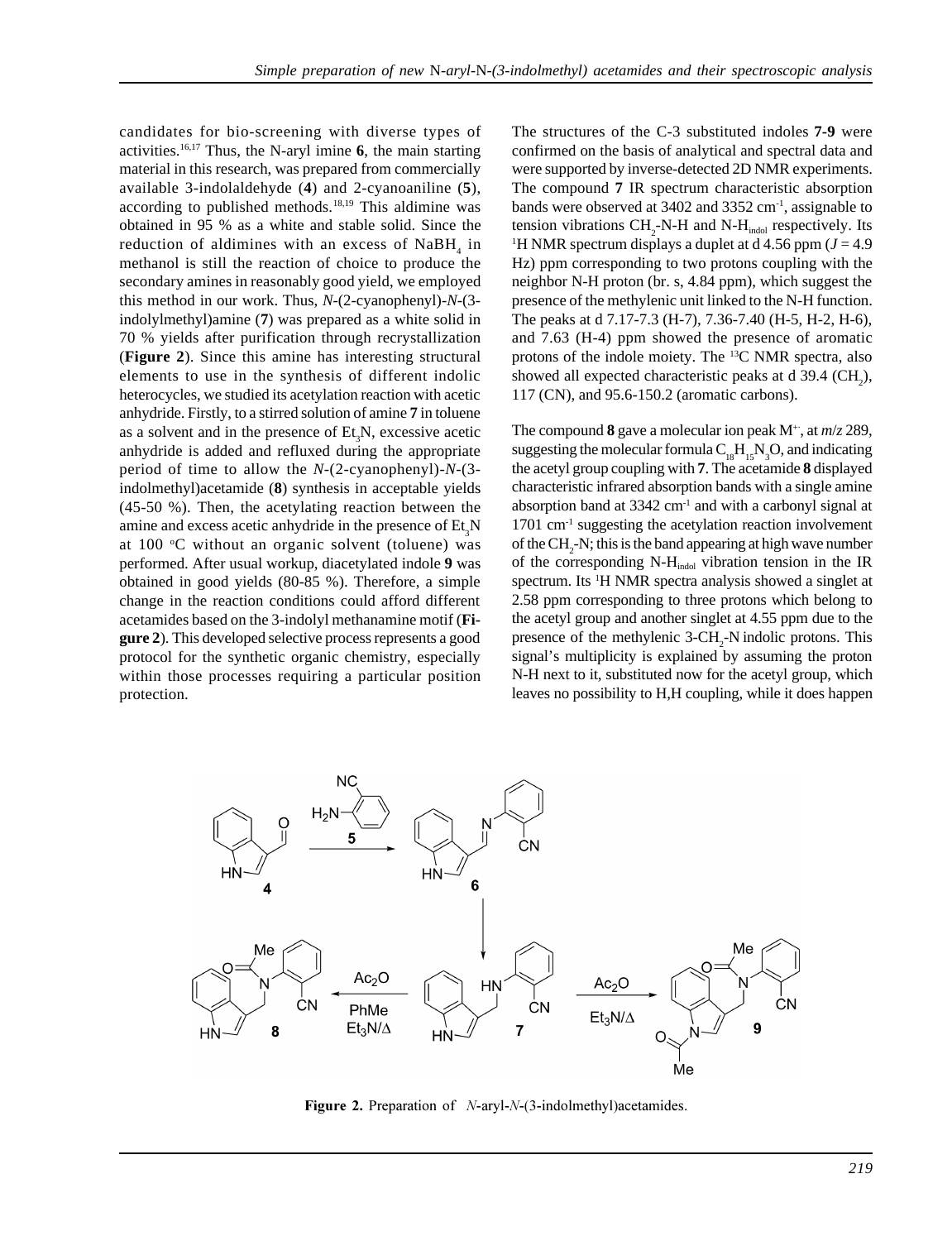candidates for bio-screening with diverse types of activities.[16,17] Thus, the N-aryl imine **6**, the main starting material in this research, was prepared from commercially available 3-indolaldehyde (**4**) and 2-cyanoaniline (**5**), according to published methods.[18,19] This aldimine was obtained in 95 % as a white and stable solid. Since the reduction of aldimines with an excess of $NaBH_4$ in methanol is still the reaction of choice to produce the secondary amines in reasonably good yield, we employed this method in our work. Thus, *N*-(2-cyanophenyl)-*N*-(3-indolylmethyl)amine (**7**) was prepared as a white solid in 70 % yields after purification through recrystallization (**Figure 2**). Since this amine has interesting structural elements to use in the synthesis of different indolic heterocycles, we studied its acetylation reaction with acetic anhydride. Firstly, to a stirred solution of amine **7** in toluene as a solvent and in the presence of $Et_3N$, excessive acetic anhydride is added and refluxed during the appropriate period of time to allow the *N*-(2-cyanophenyl)-*N*-(3-indolmethyl)acetamide (**8**) synthesis in acceptable yields (45-50 %). Then, the acetylating reaction between the amine and excess acetic anhydride in the presence of $Et_3N$ at 100 °C without an organic solvent (toluene) was performed. After usual workup, diacetylated indole **9** was obtained in good yields (80-85 %). Therefore, a simple change in the reaction conditions could afford different acetamides based on the 3-indolyl methanamine motif (**Figure 2**). This developed selective process represents a good protocol for the synthetic organic chemistry, especially within those processes requiring a particular position protection.

The structures of the C-3 substituted indoles **7-9** were confirmed on the basis of analytical and spectral data and were supported by inverse-detected 2D NMR experiments. The compound **7** IR spectrum characteristic absorption bands were observed at 3402 and 3352 $cm^{-1}$, assignable to tension vibrations $CH_2$-N-H and N-$H_{indol}$ respectively. Its $^1H$ NMR spectrum displays a duplet at d 4.56 ppm ($J$ = 4.9 Hz) ppm corresponding to two protons coupling with the neighbor N-H proton (br. s, 4.84 ppm), which suggest the presence of the methylenic unit linked to the N-H function. The peaks at d 7.17-7.3 (H-7), 7.36-7.40 (H-5, H-2, H-6), and 7.63 (H-4) ppm showed the presence of aromatic protons of the indole moiety. The $^{13}C$ NMR spectra, also showed all expected characteristic peaks at d 39.4 ($CH_2$), 117 (CN), and 95.6-150.2 (aromatic carbons).

The compound **8** gave a molecular ion peak $M^{+\cdot}$, at *m*/*z* 289, suggesting the molecular formula $C_{18}H_{15}N_3O$, and indicating the acetyl group coupling with **7**. The acetamide **8** displayed characteristic infrared absorption bands with a single amine absorption band at 3342 $cm^{-1}$ and with a carbonyl signal at 1701 $cm^{-1}$ suggesting the acetylation reaction involvement of the $CH_2$-N; this is the band appearing at high wave number of the corresponding N-$H_{indol}$ vibration tension in the IR spectrum. Its $^1H$ NMR spectra analysis showed a singlet at 2.58 ppm corresponding to three protons which belong to the acetyl group and another singlet at 4.55 ppm due to the presence of the methylenic 3-$CH_2$-N indolic protons. This signal's multiplicity is explained by assuming the proton N-H next to it, substituted now for the acetyl group, which leaves no possibility to H,H coupling, while it does happen

**Figure 2.** Preparation of *N*-aryl-*N*-(3-indolmethyl)acetamides.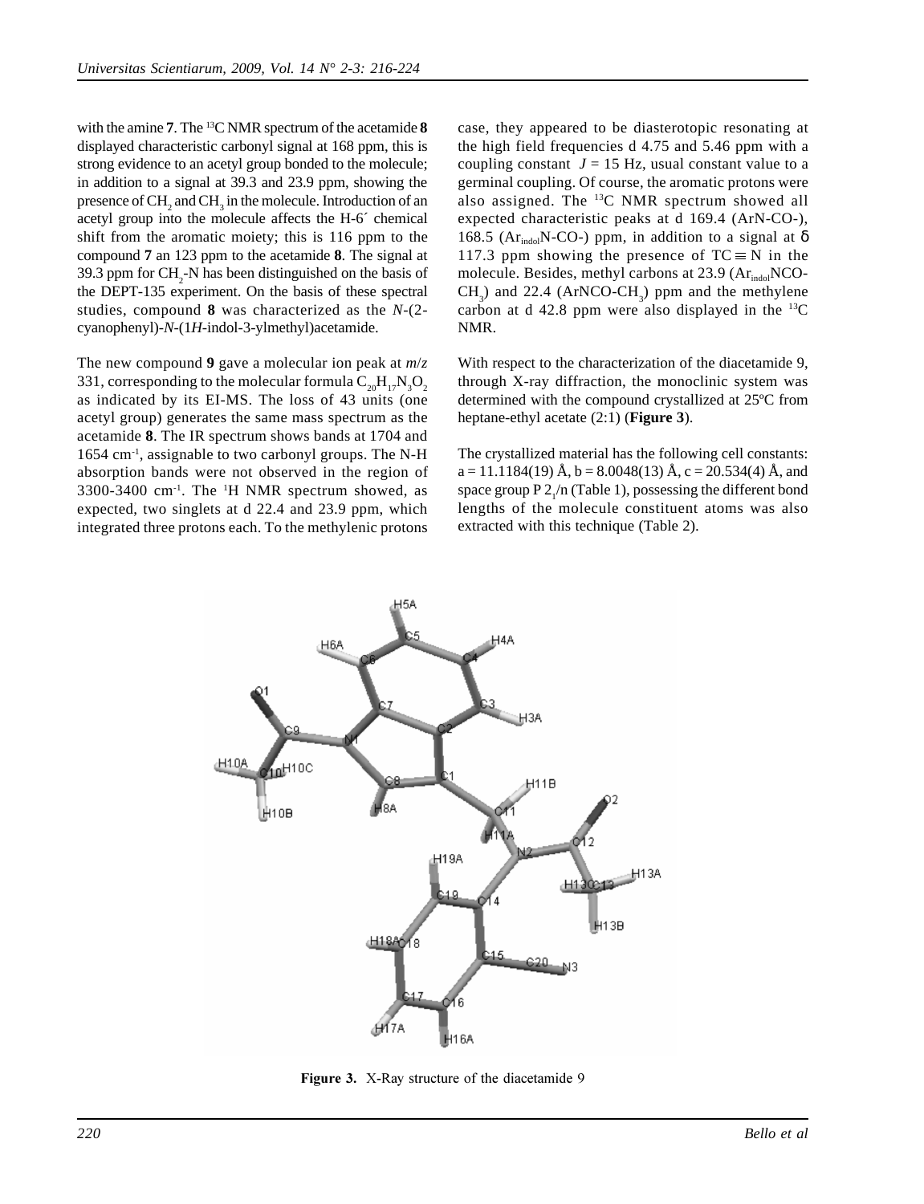with the amine **7**. The $^{13}$C NMR spectrum of the acetamide **8** displayed characteristic carbonyl signal at 168 ppm, this is strong evidence to an acetyl group bonded to the molecule; in addition to a signal at 39.3 and 23.9 ppm, showing the presence of $CH_2$ and $CH_3$ in the molecule. Introduction of an acetyl group into the molecule affects the H-6´ chemical shift from the aromatic moiety; this is 116 ppm to the compound **7** an 123 ppm to the acetamide **8**. The signal at 39.3 ppm for $CH_2$-N has been distinguished on the basis of the DEPT-135 experiment. On the basis of these spectral studies, compound **8** was characterized as the *N*-(2-cyanophenyl)-*N*-(1*H*-indol-3-ylmethyl)acetamide.

The new compound **9** gave a molecular ion peak at *m*/*z* 331, corresponding to the molecular formula $C_{20}H_{17}N_3O_2$ as indicated by its EI-MS. The loss of 43 units (one acetyl group) generates the same mass spectrum as the acetamide **8**. The IR spectrum shows bands at 1704 and 1654 cm$^{-1}$, assignable to two carbonyl groups. The N-H absorption bands were not observed in the region of 3300-3400 cm$^{-1}$. The $^{1}$H NMR spectrum showed, as expected, two singlets at d 22.4 and 23.9 ppm, which integrated three protons each. To the methylenic protons case, they appeared to be diasterotopic resonating at the high field frequencies d 4.75 and 5.46 ppm with a coupling constant $J = 15$ Hz, usual constant value to a germinal coupling. Of course, the aromatic protons were also assigned. The $^{13}$C NMR spectrum showed all expected characteristic peaks at d 169.4 (ArN-CO-), 168.5 ($Ar_{indol}$N-CO-) ppm, in addition to a signal at $\delta$ 117.3 ppm showing the presence of $TC \equiv N$ in the molecule. Besides, methyl carbons at 23.9 ($Ar_{indol}NCO$-$CH_3$) and 22.4 (ArNCO-$CH_3$) ppm and the methylene carbon at d 42.8 ppm were also displayed in the $^{13}$C NMR.

With respect to the characterization of the diacetamide 9, through X-ray diffraction, the monoclinic system was determined with the compound crystallized at 25ºC from heptane-ethyl acetate (2:1) (**Figure 3**).

The crystallized material has the following cell constants: a = 11.1184(19) Å, b = 8.0048(13) Å, c = 20.534(4) Å, and space group P $2_1$/n (Table 1), possessing the different bond lengths of the molecule constituent atoms was also extracted with this technique (Table 2).

**Figure 3.** X-Ray structure of the diacetamide 9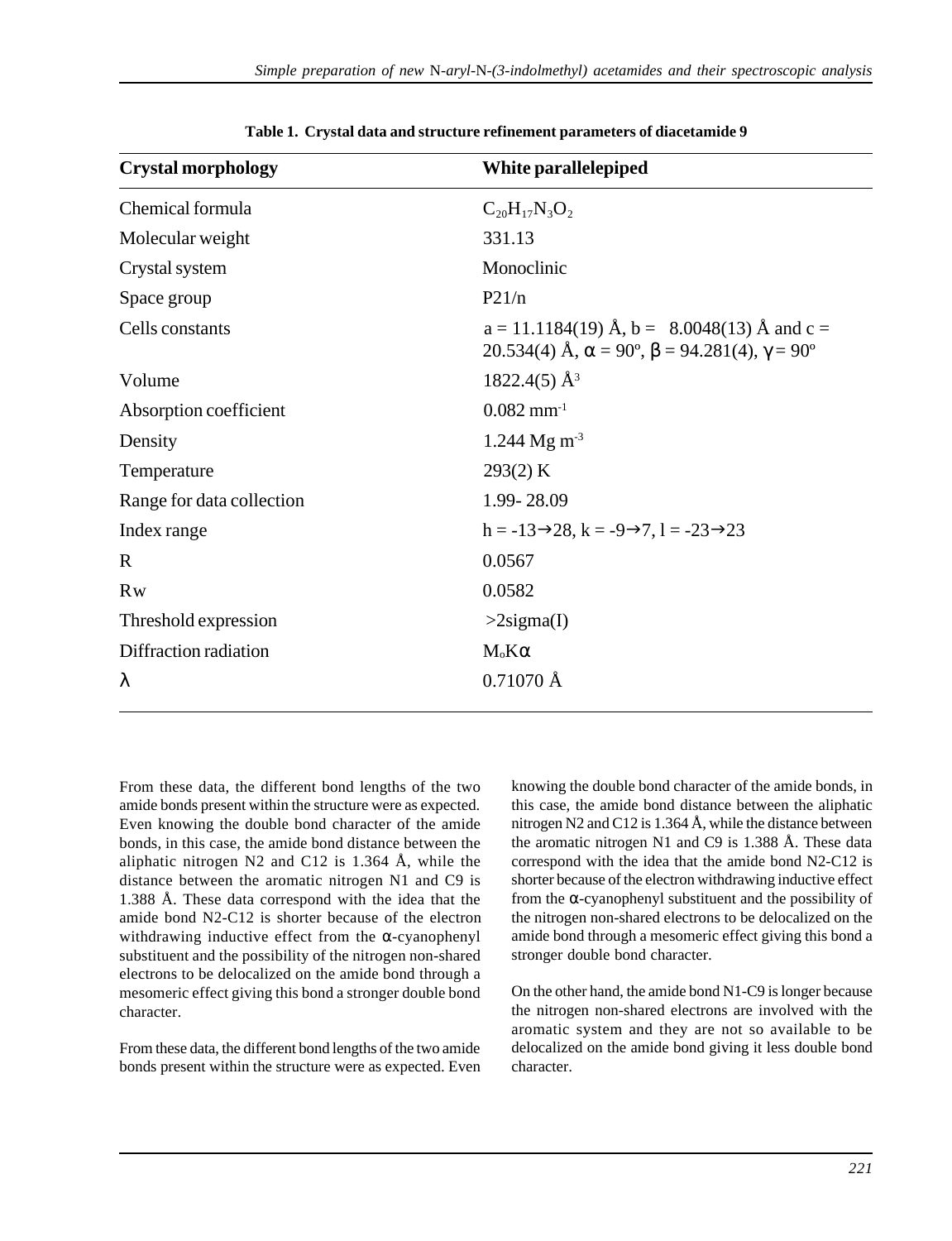**Table 1. Crystal data and structure refinement parameters of diacetamide 9**

| Crystal morphology | White parallelepiped |
|---|---|
| Chemical formula | $C_{20}H_{17}N_3O_2$ |
| Molecular weight | 331.13 |
| Crystal system | Monoclinic |
| Space group | P21/n |
| Cells constants | a = 11.1184(19) Å, b = 8.0048(13) Å and c = 20.534(4) Å, α = 90º, β = 94.281(4), γ = 90º |
| Volume | 1822.4(5) $Å^3$ |
| Absorption coefficient | 0.082 $mm^{-1}$ |
| Density | 1.244 Mg $m^{-3}$ |
| Temperature | 293(2) K |
| Range for data collection | 1.99- 28.09 |
| Index range | h = -13→28, k = -9→7, l = -23→23 |
| R | 0.0567 |
| Rw | 0.0582 |
| Threshold expression | >2sigma(I) |
| Diffraction radiation | $M_oK\alpha$ |
| λ | 0.71070 Å |

From these data, the different bond lengths of the two amide bonds present within the structure were as expected. Even knowing the double bond character of the amide bonds, in this case, the amide bond distance between the aliphatic nitrogen N2 and C12 is 1.364 Å, while the distance between the aromatic nitrogen N1 and C9 is 1.388 Å. These data correspond with the idea that the amide bond N2-C12 is shorter because of the electron withdrawing inductive effect from the α-cyanophenyl substituent and the possibility of the nitrogen non-shared electrons to be delocalized on the amide bond through a mesomeric effect giving this bond a stronger double bond character.

From these data, the different bond lengths of the two amide bonds present within the structure were as expected. Even knowing the double bond character of the amide bonds, in this case, the amide bond distance between the aliphatic nitrogen N2 and C12 is 1.364 Å, while the distance between the aromatic nitrogen N1 and C9 is 1.388 Å. These data correspond with the idea that the amide bond N2-C12 is shorter because of the electron withdrawing inductive effect from the α-cyanophenyl substituent and the possibility of the nitrogen non-shared electrons to be delocalized on the amide bond through a mesomeric effect giving this bond a stronger double bond character.

On the other hand, the amide bond N1-C9 is longer because the nitrogen non-shared electrons are involved with the aromatic system and they are not so available to be delocalized on the amide bond giving it less double bond character.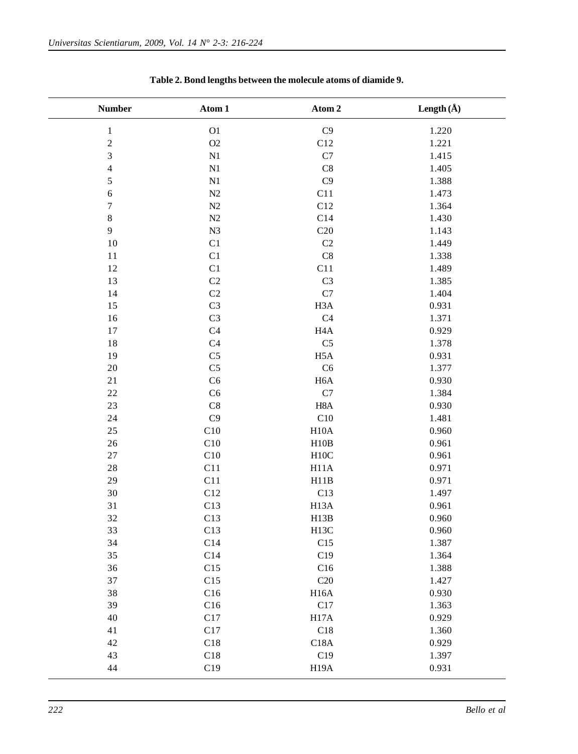**Table 2. Bond lengths between the molecule atoms of diamide 9.**

| Number | Atom 1 | Atom 2 | Length (Å) |
|---|---|---|---|
| 1 | O1 | C9 | 1.220 |
| 2 | O2 | C12 | 1.221 |
| 3 | N1 | C7 | 1.415 |
| 4 | N1 | C8 | 1.405 |
| 5 | N1 | C9 | 1.388 |
| 6 | N2 | C11 | 1.473 |
| 7 | N2 | C12 | 1.364 |
| 8 | N2 | C14 | 1.430 |
| 9 | N3 | C20 | 1.143 |
| 10 | C1 | C2 | 1.449 |
| 11 | C1 | C8 | 1.338 |
| 12 | C1 | C11 | 1.489 |
| 13 | C2 | C3 | 1.385 |
| 14 | C2 | C7 | 1.404 |
| 15 | C3 | H3A | 0.931 |
| 16 | C3 | C4 | 1.371 |
| 17 | C4 | H4A | 0.929 |
| 18 | C4 | C5 | 1.378 |
| 19 | C5 | H5A | 0.931 |
| 20 | C5 | C6 | 1.377 |
| 21 | C6 | H6A | 0.930 |
| 22 | C6 | C7 | 1.384 |
| 23 | C8 | H8A | 0.930 |
| 24 | C9 | C10 | 1.481 |
| 25 | C10 | H10A | 0.960 |
| 26 | C10 | H10B | 0.961 |
| 27 | C10 | H10C | 0.961 |
| 28 | C11 | H11A | 0.971 |
| 29 | C11 | H11B | 0.971 |
| 30 | C12 | C13 | 1.497 |
| 31 | C13 | H13A | 0.961 |
| 32 | C13 | H13B | 0.960 |
| 33 | C13 | H13C | 0.960 |
| 34 | C14 | C15 | 1.387 |
| 35 | C14 | C19 | 1.364 |
| 36 | C15 | C16 | 1.388 |
| 37 | C15 | C20 | 1.427 |
| 38 | C16 | H16A | 0.930 |
| 39 | C16 | C17 | 1.363 |
| 40 | C17 | H17A | 0.929 |
| 41 | C17 | C18 | 1.360 |
| 42 | C18 | C18A | 0.929 |
| 43 | C18 | C19 | 1.397 |
| 44 | C19 | H19A | 0.931 |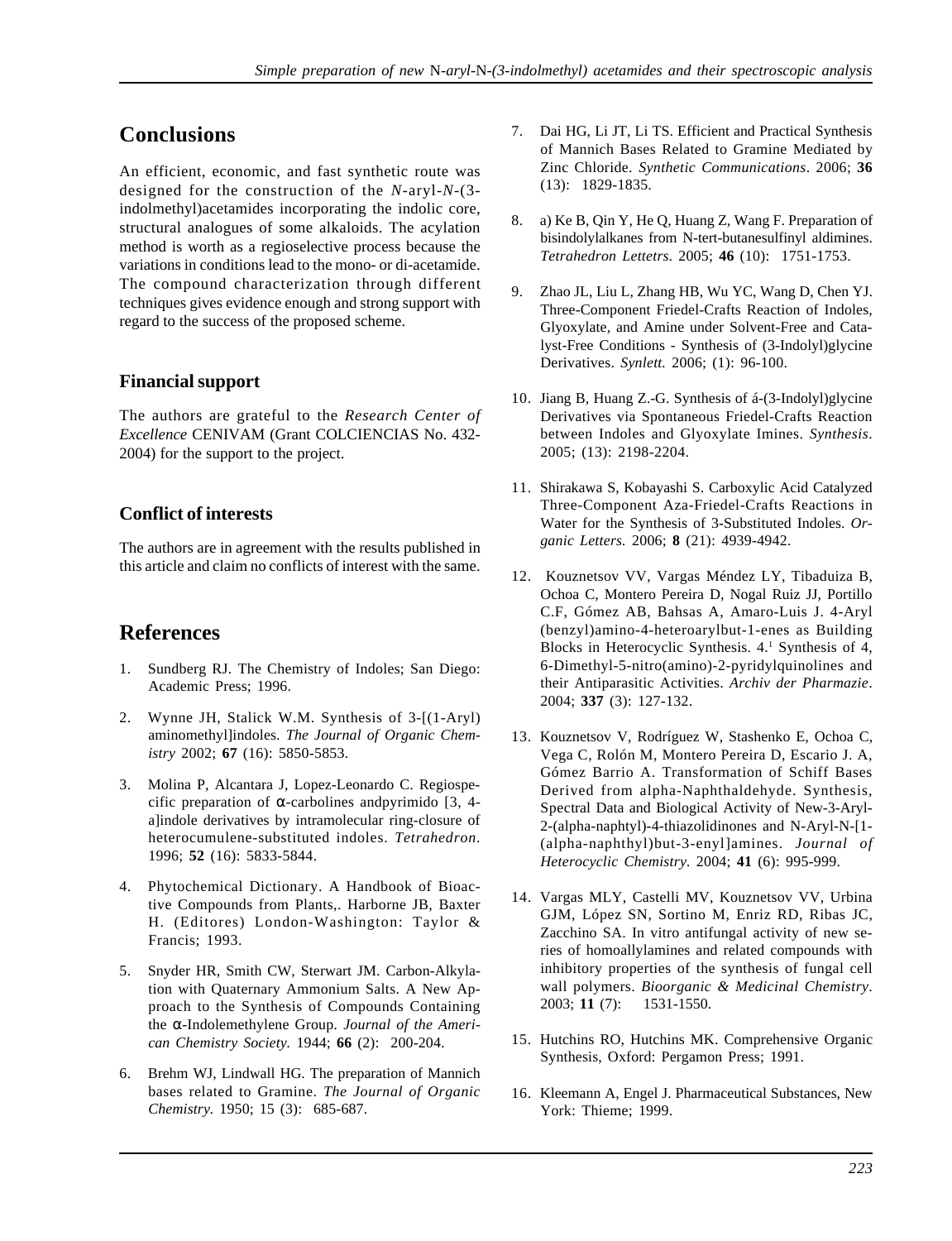## Conclusions

An efficient, economic, and fast synthetic route was designed for the construction of the *N*-aryl-*N*-(3-indolmethyl)acetamides incorporating the indolic core, structural analogues of some alkaloids. The acylation method is worth as a regioselective process because the variations in conditions lead to the mono- or di-acetamide. The compound characterization through different techniques gives evidence enough and strong support with regard to the success of the proposed scheme.

### Financial support

The authors are grateful to the *Research Center of Excellence* CENIVAM (Grant COLCIENCIAS No. 432-2004) for the support to the project.

### Conflict of interests

The authors are in agreement with the results published in this article and claim no conflicts of interest with the same.

## References

1. Sundberg RJ. The Chemistry of Indoles; San Diego: Academic Press; 1996.
2. Wynne JH, Stalick W.M. Synthesis of 3-[(1-Aryl) aminomethyl]indoles. *The Journal of Organic Chemistry* 2002; **67** (16): 5850-5853.
3. Molina P, Alcantara J, Lopez-Leonardo C. Regiospecific preparation of α-carbolines andpyrimido [3, 4-a]indole derivatives by intramolecular ring-closure of heterocumulene-substituted indoles. *Tetrahedron*. 1996; **52** (16): 5833-5844.
4. Phytochemical Dictionary. A Handbook of Bioactive Compounds from Plants,. Harborne JB, Baxter H. (Editores) London-Washington: Taylor & Francis; 1993.
5. Snyder HR, Smith CW, Sterwart JM. Carbon-Alkylation with Quaternary Ammonium Salts. A New Approach to the Synthesis of Compounds Containing the α-Indolemethylene Group. *Journal of the American Chemistry Society.* 1944; **66** (2): 200-204.
6. Brehm WJ, Lindwall HG. The preparation of Mannich bases related to Gramine. *The Journal of Organic Chemistry.* 1950; 15 (3): 685-687.
7. Dai HG, Li JT, Li TS. Efficient and Practical Synthesis of Mannich Bases Related to Gramine Mediated by Zinc Chloride. *Synthetic Communications*. 2006; **36** (13): 1829-1835.
8. a) Ke B, Qin Y, He Q, Huang Z, Wang F. Preparation of bisindolylalkanes from N-tert-butanesulfinyl aldimines. *Tetrahedron Lettetrs*. 2005; **46** (10): 1751-1753.
9. Zhao JL, Liu L, Zhang HB, Wu YC, Wang D, Chen YJ. Three-Component Friedel-Crafts Reaction of Indoles, Glyoxylate, and Amine under Solvent-Free and Catalyst-Free Conditions - Synthesis of (3-Indolyl)glycine Derivatives. *Synlett.* 2006; (1): 96-100.
10. Jiang B, Huang Z.-G. Synthesis of á-(3-Indolyl)glycine Derivatives via Spontaneous Friedel-Crafts Reaction between Indoles and Glyoxylate Imines. *Synthesis*. 2005; (13): 2198-2204.
11. Shirakawa S, Kobayashi S. Carboxylic Acid Catalyzed Three-Component Aza-Friedel-Crafts Reactions in Water for the Synthesis of 3-Substituted Indoles. *Organic Letters.* 2006; **8** (21): 4939-4942.
12. Kouznetsov VV, Vargas Méndez LY, Tibaduiza B, Ochoa C, Montero Pereira D, Nogal Ruiz JJ, Portillo C.F, Gómez AB, Bahsas A, Amaro-Luis J. 4-Aryl (benzyl)amino-4-heteroarylbut-1-enes as Building Blocks in Heterocyclic Synthesis. 4.[1] Synthesis of 4, 6-Dimethyl-5-nitro(amino)-2-pyridylquinolines and their Antiparasitic Activities. *Archiv der Pharmazie*. 2004; **337** (3): 127-132.
13. Kouznetsov V, Rodríguez W, Stashenko E, Ochoa C, Vega C, Rolón M, Montero Pereira D, Escario J. A, Gómez Barrio A. Transformation of Schiff Bases Derived from alpha-Naphthaldehyde. Synthesis, Spectral Data and Biological Activity of New-3-Aryl-2-(alpha-naphtyl)-4-thiazolidinones and N-Aryl-N-[1-(alpha-naphthyl)but-3-enyl]amines. *Journal of Heterocyclic Chemistry.* 2004; **41** (6): 995-999.
14. Vargas MLY, Castelli MV, Kouznetsov VV, Urbina GJM, López SN, Sortino M, Enriz RD, Ribas JC, Zacchino SA. In vitro antifungal activity of new series of homoallylamines and related compounds with inhibitory properties of the synthesis of fungal cell wall polymers. *Bioorganic & Medicinal Chemistry*. 2003; **11** (7): 1531-1550.
15. Hutchins RO, Hutchins MK. Comprehensive Organic Synthesis, Oxford: Pergamon Press; 1991.
16. Kleemann A, Engel J. Pharmaceutical Substances, New York: Thieme; 1999.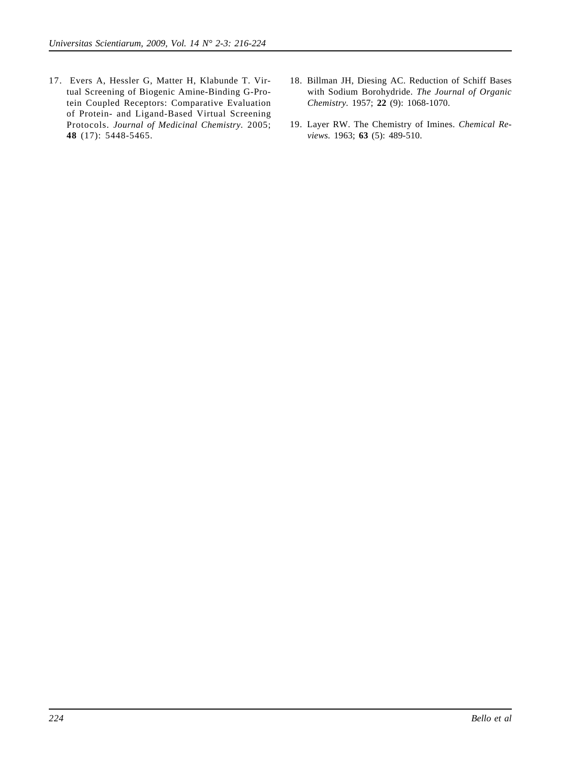17. Evers A, Hessler G, Matter H, Klabunde T. Virtual Screening of Biogenic Amine-Binding G-Protein Coupled Receptors: Comparative Evaluation of Protein- and Ligand-Based Virtual Screening Protocols. *Journal of Medicinal Chemistry*. 2005; **48** (17): 5448-5465.

18. Billman JH, Diesing AC. Reduction of Schiff Bases with Sodium Borohydride. *The Journal of Organic Chemistry.* 1957; **22** (9): 1068-1070.

19. Layer RW. The Chemistry of Imines. *Chemical Reviews.* 1963; **63** (5): 489-510.